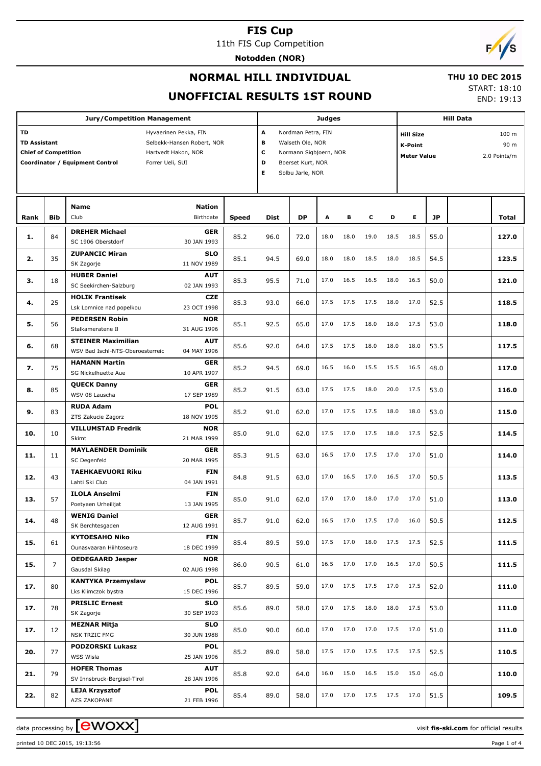# FIS Cup

11th FIS Cup Competition

**Notodden (NOR)**

## NORMAL HILL INDIVIDUAL

**THU 10 DEC 2015**

## UNOFFICIAL RESULTS 1ST ROUND

START: 18:10
END: 19:13

| Jury/Competition Management | | Judges | | Hill Data | |
|---|---|---|---|---|---|
| TD | Hyvaerinen Pekka, FIN | A | Nordman Petra, FIN | Hill Size | 100 m |
| TD Assistant | Selbekk-Hansen Robert, NOR | B | Walseth Ole, NOR | K-Point | 90 m |
| Chief of Competition | Hartvedt Hakon, NOR | C | Normann Sigbjoern, NOR | Meter Value | 2.0 Points/m |
| Coordinator / Equipment Control | Forrer Ueli, SUI | D | Boerset Kurt, NOR | | |
| | | E | Solbu Jarle, NOR | | |

| Rank | Bib | Name / Club | Nation / Birthdate | Speed | Dist | DP | A | B | C | D | E | JP | Total |
|---|---|---|---|---|---|---|---|---|---|---|---|---|---|
| 1. | 84 | **DREHER Michael** SC 1906 Oberstdorf | **GER** 30 JAN 1993 | 85.2 | 96.0 | 72.0 | 18.0 | 18.0 | 19.0 | 18.5 | 18.5 | 55.0 | **127.0** |
| 2. | 35 | **ZUPANCIC Miran** SK Zagorje | **SLO** 11 NOV 1989 | 85.1 | 94.5 | 69.0 | 18.0 | 18.0 | 18.5 | 18.0 | 18.5 | 54.5 | **123.5** |
| 3. | 18 | **HUBER Daniel** SC Seekirchen-Salzburg | **AUT** 02 JAN 1993 | 85.3 | 95.5 | 71.0 | 17.0 | 16.5 | 16.5 | 18.0 | 16.5 | 50.0 | **121.0** |
| 4. | 25 | **HOLIK Frantisek** Lsk Lomnice nad popelkou | **CZE** 23 OCT 1998 | 85.3 | 93.0 | 66.0 | 17.5 | 17.5 | 17.5 | 18.0 | 17.0 | 52.5 | **118.5** |
| 5. | 56 | **PEDERSEN Robin** Stalkameratene Il | **NOR** 31 AUG 1996 | 85.1 | 92.5 | 65.0 | 17.0 | 17.5 | 18.0 | 18.0 | 17.5 | 53.0 | **118.0** |
| 6. | 68 | **STEINER Maximilian** WSV Bad Ischl-NTS-Oberoesterreic | **AUT** 04 MAY 1996 | 85.6 | 92.0 | 64.0 | 17.5 | 17.5 | 18.0 | 18.0 | 18.0 | 53.5 | **117.5** |
| 7. | 75 | **HAMANN Martin** SG Nickelhuette Aue | **GER** 10 APR 1997 | 85.2 | 94.5 | 69.0 | 16.5 | 16.0 | 15.5 | 15.5 | 16.5 | 48.0 | **117.0** |
| 8. | 85 | **QUECK Danny** WSV 08 Lauscha | **GER** 17 SEP 1989 | 85.2 | 91.5 | 63.0 | 17.5 | 17.5 | 18.0 | 20.0 | 17.5 | 53.0 | **116.0** |
| 9. | 83 | **RUDA Adam** ZTS Zakucie Zagorz | **POL** 18 NOV 1995 | 85.2 | 91.0 | 62.0 | 17.0 | 17.5 | 17.5 | 18.0 | 18.0 | 53.0 | **115.0** |
| 10. | 10 | **VILLUMSTAD Fredrik** Skimt | **NOR** 21 MAR 1999 | 85.0 | 91.0 | 62.0 | 17.5 | 17.0 | 17.5 | 18.0 | 17.5 | 52.5 | **114.5** |
| 11. | 11 | **MAYLAENDER Dominik** SC Degenfeld | **GER** 20 MAR 1995 | 85.3 | 91.5 | 63.0 | 16.5 | 17.0 | 17.5 | 17.0 | 17.0 | 51.0 | **114.0** |
| 12. | 43 | **TAEHKAEVUORI Riku** Lahti Ski Club | **FIN** 04 JAN 1991 | 84.8 | 91.5 | 63.0 | 17.0 | 16.5 | 17.0 | 16.5 | 17.0 | 50.5 | **113.5** |
| 13. | 57 | **ILOLA Anselmi** Poetyaen Urheilijat | **FIN** 13 JAN 1995 | 85.0 | 91.0 | 62.0 | 17.0 | 17.0 | 18.0 | 17.0 | 17.0 | 51.0 | **113.0** |
| 14. | 48 | **WENIG Daniel** SK Berchtesgaden | **GER** 12 AUG 1991 | 85.7 | 91.0 | 62.0 | 16.5 | 17.0 | 17.5 | 17.0 | 16.0 | 50.5 | **112.5** |
| 15. | 61 | **KYTOESAHO Niko** Ounasvaaran Hiihtoseura | **FIN** 18 DEC 1999 | 85.4 | 89.5 | 59.0 | 17.5 | 17.0 | 18.0 | 17.5 | 17.5 | 52.5 | **111.5** |
| 15. | 7 | **OEDEGAARD Jesper** Gausdal Skilag | **NOR** 02 AUG 1998 | 86.0 | 90.5 | 61.0 | 16.5 | 17.0 | 17.0 | 16.5 | 17.0 | 50.5 | **111.5** |
| 17. | 80 | **KANTYKA Przemyslaw** Lks Klimczok bystra | **POL** 15 DEC 1996 | 85.7 | 89.5 | 59.0 | 17.0 | 17.5 | 17.5 | 17.0 | 17.5 | 52.0 | **111.0** |
| 17. | 78 | **PRISLIC Ernest** SK Zagorje | **SLO** 30 SEP 1993 | 85.6 | 89.0 | 58.0 | 17.0 | 17.5 | 18.0 | 18.0 | 17.5 | 53.0 | **111.0** |
| 17. | 12 | **MEZNAR Mitja** NSK TRZIC FMG | **SLO** 30 JUN 1988 | 85.0 | 90.0 | 60.0 | 17.0 | 17.0 | 17.0 | 17.5 | 17.0 | 51.0 | **111.0** |
| 20. | 77 | **PODZORSKI Lukasz** WSS Wisla | **POL** 25 JAN 1996 | 85.2 | 89.0 | 58.0 | 17.5 | 17.0 | 17.5 | 17.5 | 17.5 | 52.5 | **110.5** |
| 21. | 79 | **HOFER Thomas** SV Innsbruck-Bergisel-Tirol | **AUT** 28 JAN 1996 | 85.8 | 92.0 | 64.0 | 16.0 | 15.0 | 16.5 | 15.0 | 15.0 | 46.0 | **110.0** |
| 22. | 82 | **LEJA Krzysztof** AZS ZAKOPANE | **POL** 21 FEB 1996 | 85.4 | 89.0 | 58.0 | 17.0 | 17.0 | 17.5 | 17.5 | 17.0 | 51.5 | **109.5** |

data processing by ewoxx — visit fis-ski.com for official results

printed 10 DEC 2015, 19:13:56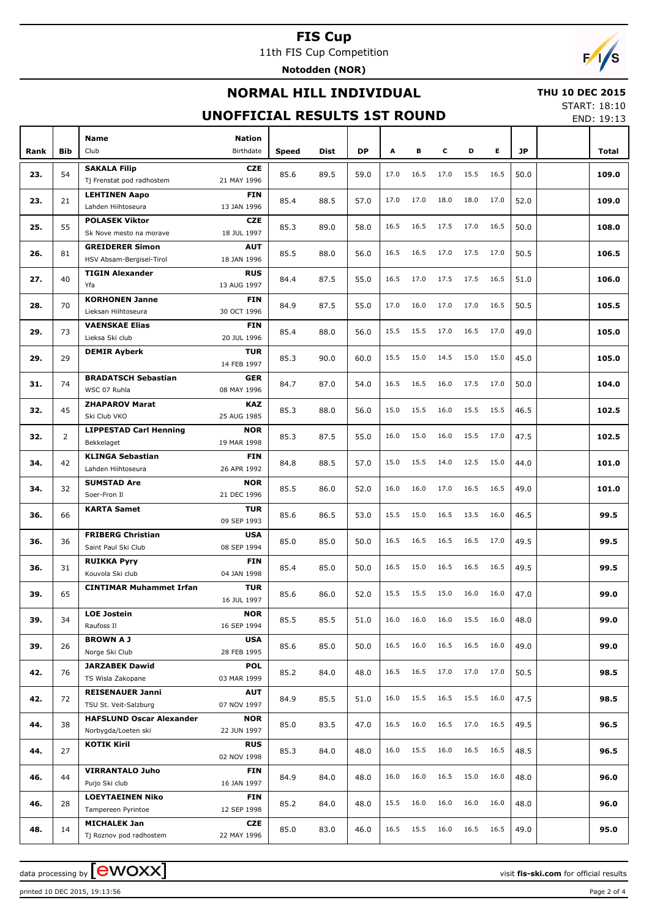# FIS Cup

11th FIS Cup Competition

**Notodden (NOR)**

## NORMAL HILL INDIVIDUAL

**THU 10 DEC 2015**

START: 18:10

END: 19:13

## UNOFFICIAL RESULTS 1ST ROUND

| Rank | Bib | Name / Club | Nation / Birthdate | Speed | Dist | DP | A | B | C | D | E | JP | | Total |
|---|---|---|---|---|---|---|---|---|---|---|---|---|---|---|
| 23. | 54 | **SAKALA Filip** Tj Frenstat pod radhostem | **CZE** 21 MAY 1996 | 85.6 | 89.5 | 59.0 | 17.0 | 16.5 | 17.0 | 15.5 | 16.5 | 50.0 | | **109.0** |
| 23. | 21 | **LEHTINEN Aapo** Lahden Hiihtoseura | **FIN** 13 JAN 1996 | 85.4 | 88.5 | 57.0 | 17.0 | 17.0 | 18.0 | 18.0 | 17.0 | 52.0 | | **109.0** |
| 25. | 55 | **POLASEK Viktor** Sk Nove mesto na morave | **CZE** 18 JUL 1997 | 85.3 | 89.0 | 58.0 | 16.5 | 16.5 | 17.5 | 17.0 | 16.5 | 50.0 | | **108.0** |
| 26. | 81 | **GREIDERER Simon** HSV Absam-Bergisel-Tirol | **AUT** 18 JAN 1996 | 85.5 | 88.0 | 56.0 | 16.5 | 16.5 | 17.0 | 17.5 | 17.0 | 50.5 | | **106.5** |
| 27. | 40 | **TIGIN Alexander** Yfa | **RUS** 13 AUG 1997 | 84.4 | 87.5 | 55.0 | 16.5 | 17.0 | 17.5 | 17.5 | 16.5 | 51.0 | | **106.0** |
| 28. | 70 | **KORHONEN Janne** Lieksan Hiihtoseura | **FIN** 30 OCT 1996 | 84.9 | 87.5 | 55.0 | 17.0 | 16.0 | 17.0 | 17.0 | 16.5 | 50.5 | | **105.5** |
| 29. | 73 | **VAENSKAE Elias** Lieksa Ski club | **FIN** 20 JUL 1996 | 85.4 | 88.0 | 56.0 | 15.5 | 15.5 | 17.0 | 16.5 | 17.0 | 49.0 | | **105.0** |
| 29. | 29 | **DEMIR Ayberk** | **TUR** 14 FEB 1997 | 85.3 | 90.0 | 60.0 | 15.5 | 15.0 | 14.5 | 15.0 | 15.0 | 45.0 | | **105.0** |
| 31. | 74 | **BRADATSCH Sebastian** WSC 07 Ruhla | **GER** 08 MAY 1996 | 84.7 | 87.0 | 54.0 | 16.5 | 16.5 | 16.0 | 17.5 | 17.0 | 50.0 | | **104.0** |
| 32. | 45 | **ZHAPAROV Marat** Ski Club VKO | **KAZ** 25 AUG 1985 | 85.3 | 88.0 | 56.0 | 15.0 | 15.5 | 16.0 | 15.5 | 15.5 | 46.5 | | **102.5** |
| 32. | 2 | **LIPPESTAD Carl Henning** Bekkelaget | **NOR** 19 MAR 1998 | 85.3 | 87.5 | 55.0 | 16.0 | 15.0 | 16.0 | 15.5 | 17.0 | 47.5 | | **102.5** |
| 34. | 42 | **KLINGA Sebastian** Lahden Hiihtoseura | **FIN** 26 APR 1992 | 84.8 | 88.5 | 57.0 | 15.0 | 15.5 | 14.0 | 12.5 | 15.0 | 44.0 | | **101.0** |
| 34. | 32 | **SUMSTAD Are** Soer-Fron Il | **NOR** 21 DEC 1996 | 85.5 | 86.0 | 52.0 | 16.0 | 16.0 | 17.0 | 16.5 | 16.5 | 49.0 | | **101.0** |
| 36. | 66 | **KARTA Samet** | **TUR** 09 SEP 1993 | 85.6 | 86.5 | 53.0 | 15.5 | 15.0 | 16.5 | 13.5 | 16.0 | 46.5 | | **99.5** |
| 36. | 36 | **FRIBERG Christian** Saint Paul Ski Club | **USA** 08 SEP 1994 | 85.0 | 85.0 | 50.0 | 16.5 | 16.5 | 16.5 | 16.5 | 17.0 | 49.5 | | **99.5** |
| 36. | 31 | **RUIKKA Pyry** Kouvola Ski club | **FIN** 04 JAN 1998 | 85.4 | 85.0 | 50.0 | 16.5 | 15.0 | 16.5 | 16.5 | 16.5 | 49.5 | | **99.5** |
| 39. | 65 | **CINTIMAR Muhammet Irfan** | **TUR** 16 JUL 1997 | 85.6 | 86.0 | 52.0 | 15.5 | 15.5 | 15.0 | 16.0 | 16.0 | 47.0 | | **99.0** |
| 39. | 34 | **LOE Jostein** Raufoss Il | **NOR** 16 SEP 1994 | 85.5 | 85.5 | 51.0 | 16.0 | 16.0 | 16.0 | 15.5 | 16.0 | 48.0 | | **99.0** |
| 39. | 26 | **BROWN A J** Norge Ski Club | **USA** 28 FEB 1995 | 85.6 | 85.0 | 50.0 | 16.5 | 16.0 | 16.5 | 16.5 | 16.0 | 49.0 | | **99.0** |
| 42. | 76 | **JARZABEK Dawid** TS Wisla Zakopane | **POL** 03 MAR 1999 | 85.2 | 84.0 | 48.0 | 16.5 | 16.5 | 17.0 | 17.0 | 17.0 | 50.5 | | **98.5** |
| 42. | 72 | **REISENAUER Janni** TSU St. Veit-Salzburg | **AUT** 07 NOV 1997 | 84.9 | 85.5 | 51.0 | 16.0 | 15.5 | 16.5 | 15.5 | 16.0 | 47.5 | | **98.5** |
| 44. | 38 | **HAFSLUND Oscar Alexander** Norbygda/Loeten ski | **NOR** 22 JUN 1997 | 85.0 | 83.5 | 47.0 | 16.5 | 16.0 | 16.5 | 17.0 | 16.5 | 49.5 | | **96.5** |
| 44. | 27 | **KOTIK Kiril** | **RUS** 02 NOV 1998 | 85.3 | 84.0 | 48.0 | 16.0 | 15.5 | 16.0 | 16.5 | 16.5 | 48.5 | | **96.5** |
| 46. | 44 | **VIRRANTALO Juho** Puijo Ski club | **FIN** 16 JAN 1997 | 84.9 | 84.0 | 48.0 | 16.0 | 16.0 | 16.5 | 15.0 | 16.0 | 48.0 | | **96.0** |
| 46. | 28 | **LOEYTAEINEN Niko** Tampereen Pyrintoe | **FIN** 12 SEP 1998 | 85.2 | 84.0 | 48.0 | 15.5 | 16.0 | 16.0 | 16.0 | 16.0 | 48.0 | | **96.0** |
| 48. | 14 | **MICHALEK Jan** Tj Roznov pod radhostem | **CZE** 22 MAY 1996 | 85.0 | 83.0 | 46.0 | 16.5 | 15.5 | 16.0 | 16.5 | 16.5 | 49.0 | | **95.0** |

data processing by ewoxx — visit **fis-ski.com** for official results

printed 10 DEC 2015, 19:13:56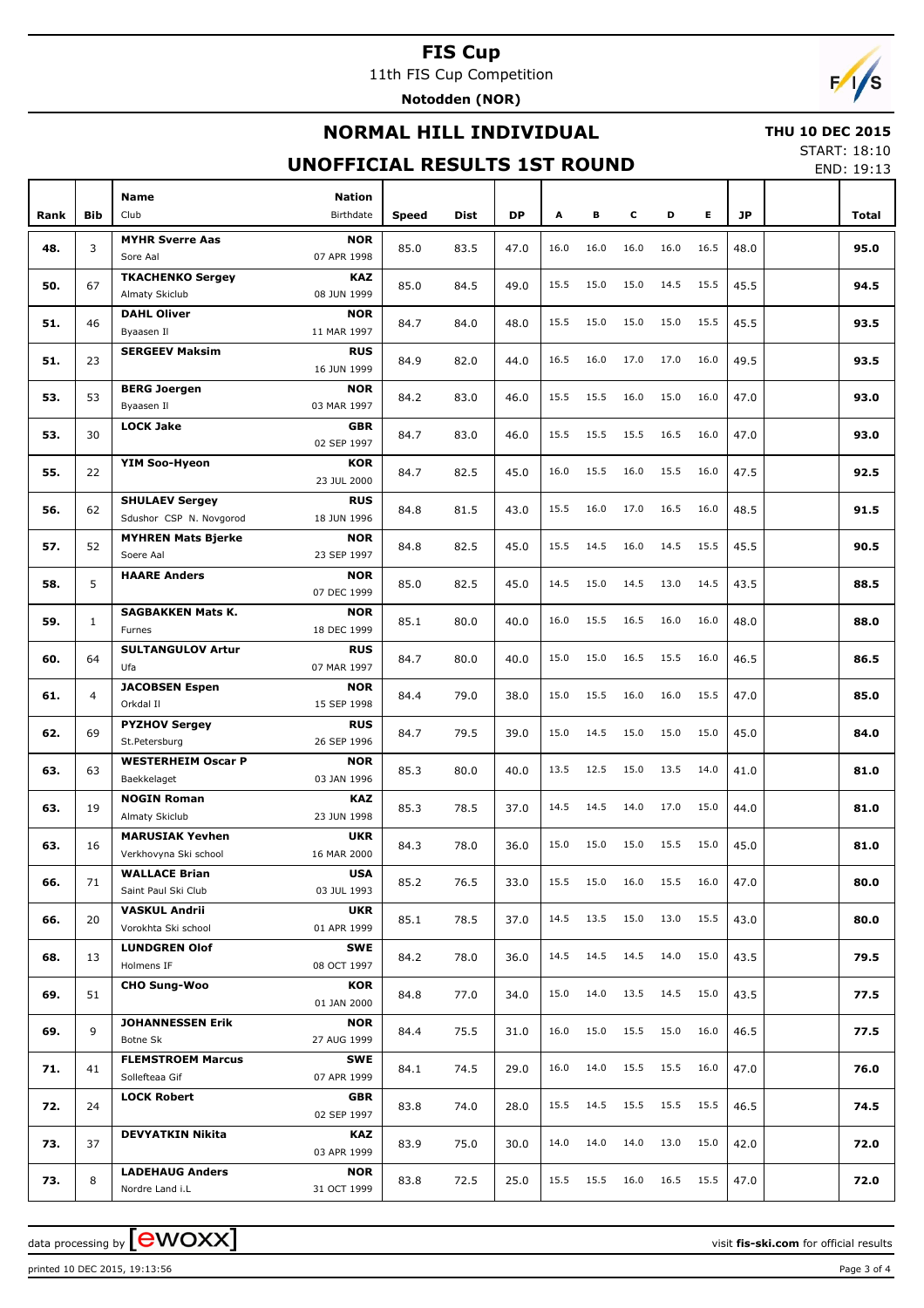# FIS Cup

11th FIS Cup Competition

**Notodden (NOR)**

## NORMAL HILL INDIVIDUAL

**THU 10 DEC 2015**

START: 18:10

END: 19:13

## UNOFFICIAL RESULTS 1ST ROUND

| Rank | Bib | Name / Club | Nation / Birthdate | Speed | Dist | DP | A | B | C | D | E | JP | | Total |
|---|---|---|---|---|---|---|---|---|---|---|---|---|---|---|
| 48. | 3 | **MYHR Sverre Aas** Sore Aal | **NOR** 07 APR 1998 | 85.0 | 83.5 | 47.0 | 16.0 | 16.0 | 16.0 | 16.0 | 16.5 | 48.0 | | **95.0** |
| 50. | 67 | **TKACHENKO Sergey** Almaty Skiclub | **KAZ** 08 JUN 1999 | 85.0 | 84.5 | 49.0 | 15.5 | 15.0 | 15.0 | 14.5 | 15.5 | 45.5 | | **94.5** |
| 51. | 46 | **DAHL Oliver** Byaasen Il | **NOR** 11 MAR 1997 | 84.7 | 84.0 | 48.0 | 15.5 | 15.0 | 15.0 | 15.0 | 15.5 | 45.5 | | **93.5** |
| 51. | 23 | **SERGEEV Maksim** | **RUS** 16 JUN 1999 | 84.9 | 82.0 | 44.0 | 16.5 | 16.0 | 17.0 | 17.0 | 16.0 | 49.5 | | **93.5** |
| 53. | 53 | **BERG Joergen** Byaasen Il | **NOR** 03 MAR 1997 | 84.2 | 83.0 | 46.0 | 15.5 | 15.5 | 16.0 | 15.0 | 16.0 | 47.0 | | **93.0** |
| 53. | 30 | **LOCK Jake** | **GBR** 02 SEP 1997 | 84.7 | 83.0 | 46.0 | 15.5 | 15.5 | 15.5 | 16.5 | 16.0 | 47.0 | | **93.0** |
| 55. | 22 | **YIM Soo-Hyeon** | **KOR** 23 JUL 2000 | 84.7 | 82.5 | 45.0 | 16.0 | 15.5 | 16.0 | 15.5 | 16.0 | 47.5 | | **92.5** |
| 56. | 62 | **SHULAEV Sergey** Sdushor CSP N. Novgorod | **RUS** 18 JUN 1996 | 84.8 | 81.5 | 43.0 | 15.5 | 16.0 | 17.0 | 16.5 | 16.0 | 48.5 | | **91.5** |
| 57. | 52 | **MYHREN Mats Bjerke** Soere Aal | **NOR** 23 SEP 1997 | 84.8 | 82.5 | 45.0 | 15.5 | 14.5 | 16.0 | 14.5 | 15.5 | 45.5 | | **90.5** |
| 58. | 5 | **HAARE Anders** | **NOR** 07 DEC 1999 | 85.0 | 82.5 | 45.0 | 14.5 | 15.0 | 14.5 | 13.0 | 14.5 | 43.5 | | **88.5** |
| 59. | 1 | **SAGBAKKEN Mats K.** Furnes | **NOR** 18 DEC 1999 | 85.1 | 80.0 | 40.0 | 16.0 | 15.5 | 16.5 | 16.0 | 16.0 | 48.0 | | **88.0** |
| 60. | 64 | **SULTANGULOV Artur** Ufa | **RUS** 07 MAR 1997 | 84.7 | 80.0 | 40.0 | 15.0 | 15.0 | 16.5 | 15.5 | 16.0 | 46.5 | | **86.5** |
| 61. | 4 | **JACOBSEN Espen** Orkdal Il | **NOR** 15 SEP 1998 | 84.4 | 79.0 | 38.0 | 15.0 | 15.5 | 16.0 | 16.0 | 15.5 | 47.0 | | **85.0** |
| 62. | 69 | **PYZHOV Sergey** St.Petersburg | **RUS** 26 SEP 1996 | 84.7 | 79.5 | 39.0 | 15.0 | 14.5 | 15.0 | 15.0 | 15.0 | 45.0 | | **84.0** |
| 63. | 63 | **WESTERHEIM Oscar P** Baekkelaget | **NOR** 03 JAN 1996 | 85.3 | 80.0 | 40.0 | 13.5 | 12.5 | 15.0 | 13.5 | 14.0 | 41.0 | | **81.0** |
| 63. | 19 | **NOGIN Roman** Almaty Skiclub | **KAZ** 23 JUN 1998 | 85.3 | 78.5 | 37.0 | 14.5 | 14.5 | 14.0 | 17.0 | 15.0 | 44.0 | | **81.0** |
| 63. | 16 | **MARUSIAK Yevhen** Verkhovyna Ski school | **UKR** 16 MAR 2000 | 84.3 | 78.0 | 36.0 | 15.0 | 15.0 | 15.0 | 15.5 | 15.0 | 45.0 | | **81.0** |
| 66. | 71 | **WALLACE Brian** Saint Paul Ski Club | **USA** 03 JUL 1993 | 85.2 | 76.5 | 33.0 | 15.5 | 15.0 | 16.0 | 15.5 | 16.0 | 47.0 | | **80.0** |
| 66. | 20 | **VASKUL Andrii** Vorokhta Ski school | **UKR** 01 APR 1999 | 85.1 | 78.5 | 37.0 | 14.5 | 13.5 | 15.0 | 13.0 | 15.5 | 43.0 | | **80.0** |
| 68. | 13 | **LUNDGREN Olof** Holmens IF | **SWE** 08 OCT 1997 | 84.2 | 78.0 | 36.0 | 14.5 | 14.5 | 14.5 | 14.0 | 15.0 | 43.5 | | **79.5** |
| 69. | 51 | **CHO Sung-Woo** | **KOR** 01 JAN 2000 | 84.8 | 77.0 | 34.0 | 15.0 | 14.0 | 13.5 | 14.5 | 15.0 | 43.5 | | **77.5** |
| 69. | 9 | **JOHANNESSEN Erik** Botne Sk | **NOR** 27 AUG 1999 | 84.4 | 75.5 | 31.0 | 16.0 | 15.0 | 15.5 | 15.0 | 16.0 | 46.5 | | **77.5** |
| 71. | 41 | **FLEMSTROEM Marcus** Sollefteaa Gif | **SWE** 07 APR 1999 | 84.1 | 74.5 | 29.0 | 16.0 | 14.0 | 15.5 | 15.5 | 16.0 | 47.0 | | **76.0** |
| 72. | 24 | **LOCK Robert** | **GBR** 02 SEP 1997 | 83.8 | 74.0 | 28.0 | 15.5 | 14.5 | 15.5 | 15.5 | 15.5 | 46.5 | | **74.5** |
| 73. | 37 | **DEVYATKIN Nikita** | **KAZ** 03 APR 1999 | 83.9 | 75.0 | 30.0 | 14.0 | 14.0 | 14.0 | 13.0 | 15.0 | 42.0 | | **72.0** |
| 73. | 8 | **LADEHAUG Anders** Nordre Land i.L | **NOR** 31 OCT 1999 | 83.8 | 72.5 | 25.0 | 15.5 | 15.5 | 16.0 | 16.5 | 15.5 | 47.0 | | **72.0** |

data processing by [ewoxx] visit **fis-ski.com** for official results

printed 10 DEC 2015, 19:13:56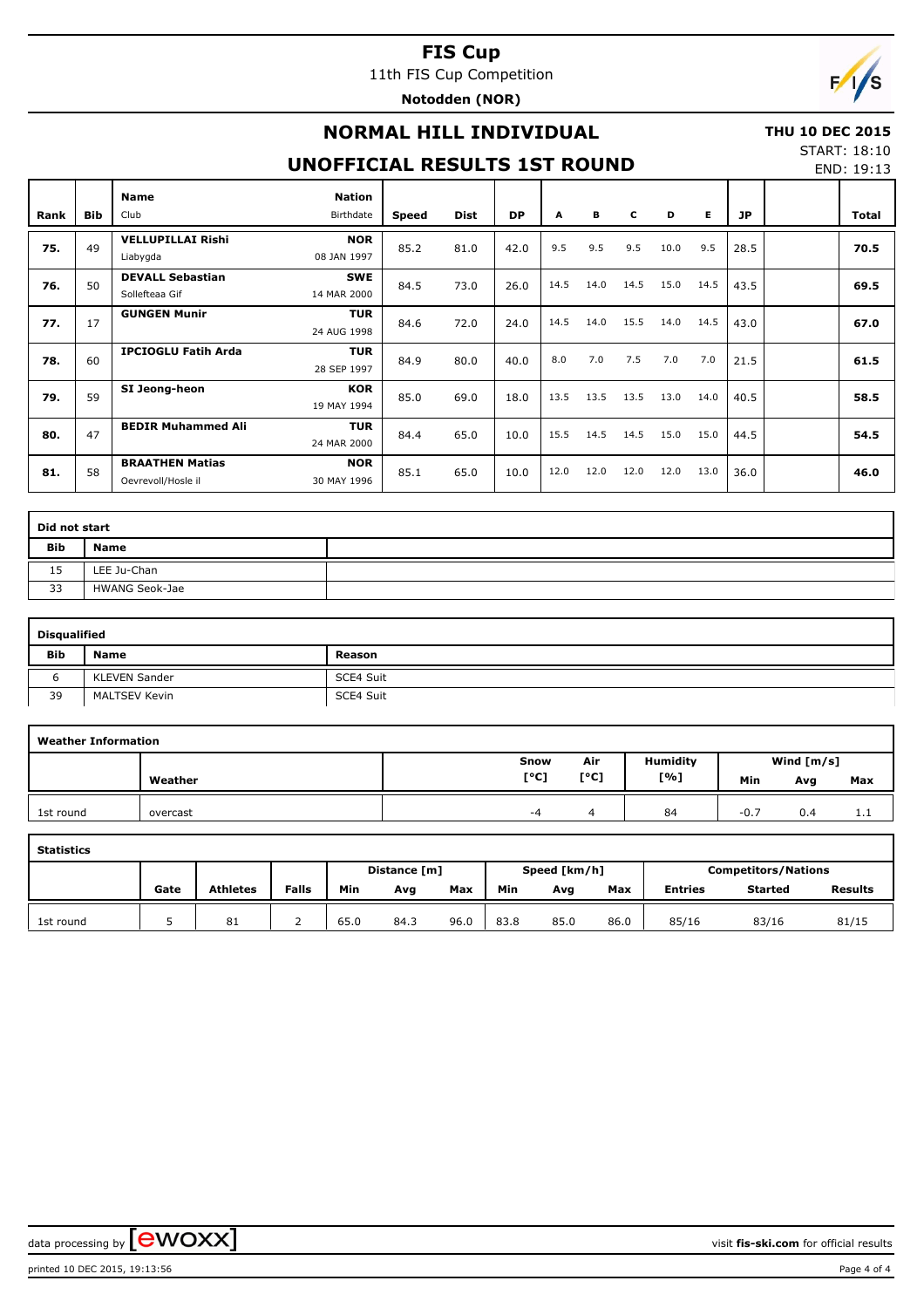# FIS Cup

11th FIS Cup Competition

**Notodden (NOR)**

## NORMAL HILL INDIVIDUAL

**THU 10 DEC 2015**

START: 18:10

END: 19:13

## UNOFFICIAL RESULTS 1ST ROUND

| Rank | Bib | Name / Club | Nation / Birthdate | Speed | Dist | DP | A | B | C | D | E | JP | | Total |
|---|---|---|---|---|---|---|---|---|---|---|---|---|---|---|
| 75. | 49 | **VELLUPILLAI Rishi** Liabygda | **NOR** 08 JAN 1997 | 85.2 | 81.0 | 42.0 | 9.5 | 9.5 | 9.5 | 10.0 | 9.5 | 28.5 | | **70.5** |
| 76. | 50 | **DEVALL Sebastian** Sollefteaa Gif | **SWE** 14 MAR 2000 | 84.5 | 73.0 | 26.0 | 14.5 | 14.0 | 14.5 | 15.0 | 14.5 | 43.5 | | **69.5** |
| 77. | 17 | **GUNGEN Munir** | **TUR** 24 AUG 1998 | 84.6 | 72.0 | 24.0 | 14.5 | 14.0 | 15.5 | 14.0 | 14.5 | 43.0 | | **67.0** |
| 78. | 60 | **IPCIOGLU Fatih Arda** | **TUR** 28 SEP 1997 | 84.9 | 80.0 | 40.0 | 8.0 | 7.0 | 7.5 | 7.0 | 7.0 | 21.5 | | **61.5** |
| 79. | 59 | **SI Jeong-heon** | **KOR** 19 MAY 1994 | 85.0 | 69.0 | 18.0 | 13.5 | 13.5 | 13.5 | 13.0 | 14.0 | 40.5 | | **58.5** |
| 80. | 47 | **BEDIR Muhammed Ali** | **TUR** 24 MAR 2000 | 84.4 | 65.0 | 10.0 | 15.5 | 14.5 | 14.5 | 15.0 | 15.0 | 44.5 | | **54.5** |
| 81. | 58 | **BRAATHEN Matias** Oevrevoll/Hosle il | **NOR** 30 MAY 1996 | 85.1 | 65.0 | 10.0 | 12.0 | 12.0 | 12.0 | 12.0 | 13.0 | 36.0 | | **46.0** |

**Did not start**

| Bib | Name |
|---|---|
| 15 | LEE Ju-Chan |
| 33 | HWANG Seok-Jae |

**Disqualified**

| Bib | Name | Reason |
|---|---|---|
| 6 | KLEVEN Sander | SCE4 Suit |
| 39 | MALTSEV Kevin | SCE4 Suit |

**Weather Information**

| | Weather | Snow [°C] | Air [°C] | Humidity [%] | Wind [m/s] Min | Avg | Max |
|---|---|---|---|---|---|---|---|
| 1st round | overcast | -4 | 4 | 84 | -0.7 | 0.4 | 1.1 |

**Statistics**

| | Gate | Athletes | Falls | Distance [m] Min | Avg | Max | Speed [km/h] Min | Avg | Max | Competitors/Nations Entries | Started | Results |
|---|---|---|---|---|---|---|---|---|---|---|---|---|
| 1st round | 5 | 81 | 2 | 65.0 | 84.3 | 96.0 | 83.8 | 85.0 | 86.0 | 85/16 | 83/16 | 81/15 |

data processing by ewoxx — visit **fis-ski.com** for official results

printed 10 DEC 2015, 19:13:56